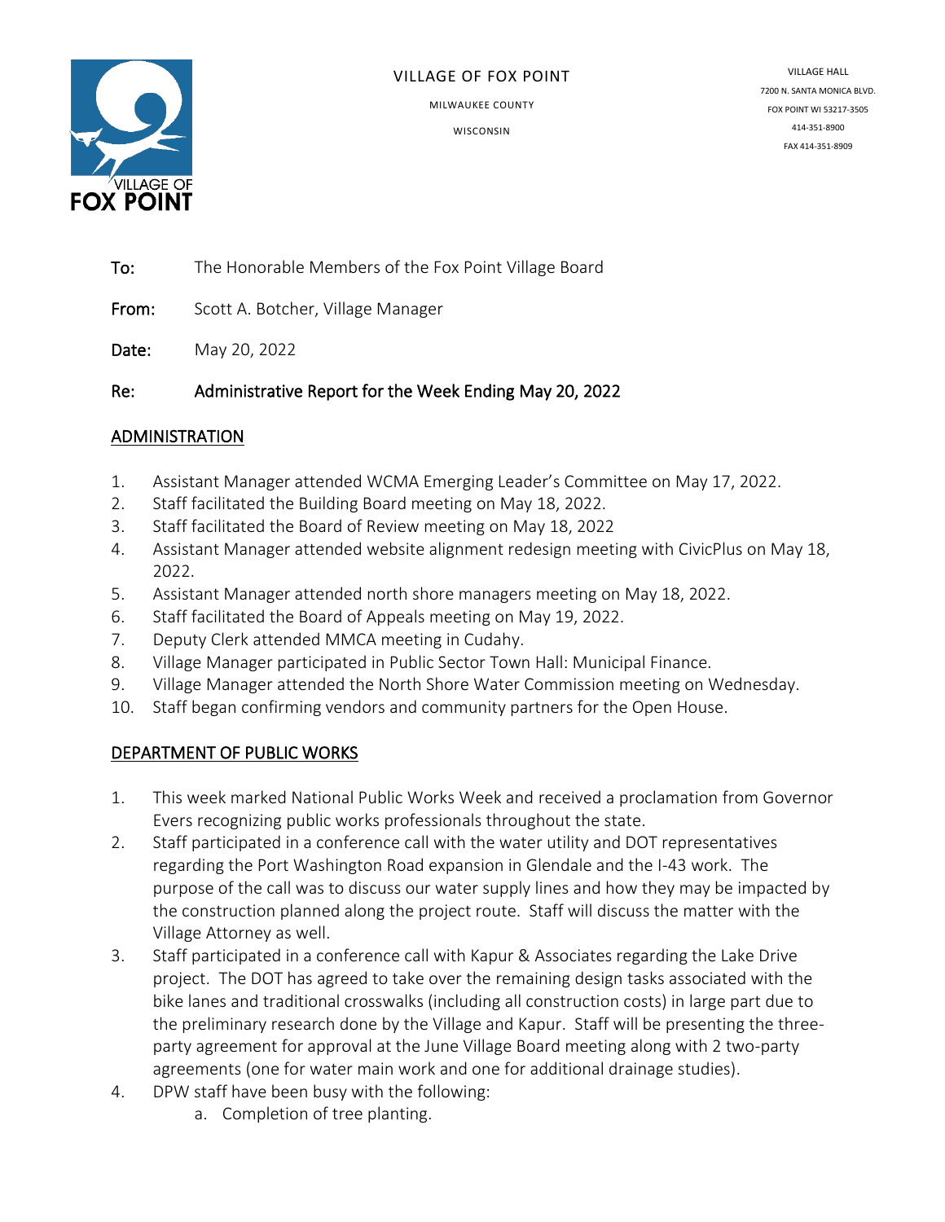VILLAGE OF FOX POINT

MILWAUKEE COUNTY

WISCONSIN

VILLAGE HALL
7200 N. SANTA MONICA BLVD.
FOX POINT WI 53217-3505
414-351-8900
FAX 414-351-8909

**To:** The Honorable Members of the Fox Point Village Board

**From:** Scott A. Botcher, Village Manager

**Date:** May 20, 2022

**Re:** Administrative Report for the Week Ending May 20, 2022

## ADMINISTRATION

1. Assistant Manager attended WCMA Emerging Leader's Committee on May 17, 2022.
2. Staff facilitated the Building Board meeting on May 18, 2022.
3. Staff facilitated the Board of Review meeting on May 18, 2022
4. Assistant Manager attended website alignment redesign meeting with CivicPlus on May 18, 2022.
5. Assistant Manager attended north shore managers meeting on May 18, 2022.
6. Staff facilitated the Board of Appeals meeting on May 19, 2022.
7. Deputy Clerk attended MMCA meeting in Cudahy.
8. Village Manager participated in Public Sector Town Hall: Municipal Finance.
9. Village Manager attended the North Shore Water Commission meeting on Wednesday.
10. Staff began confirming vendors and community partners for the Open House.

## DEPARTMENT OF PUBLIC WORKS

1. This week marked National Public Works Week and received a proclamation from Governor Evers recognizing public works professionals throughout the state.
2. Staff participated in a conference call with the water utility and DOT representatives regarding the Port Washington Road expansion in Glendale and the I-43 work. The purpose of the call was to discuss our water supply lines and how they may be impacted by the construction planned along the project route. Staff will discuss the matter with the Village Attorney as well.
3. Staff participated in a conference call with Kapur & Associates regarding the Lake Drive project. The DOT has agreed to take over the remaining design tasks associated with the bike lanes and traditional crosswalks (including all construction costs) in large part due to the preliminary research done by the Village and Kapur. Staff will be presenting the three-party agreement for approval at the June Village Board meeting along with 2 two-party agreements (one for water main work and one for additional drainage studies).
4. DPW staff have been busy with the following:
    a. Completion of tree planting.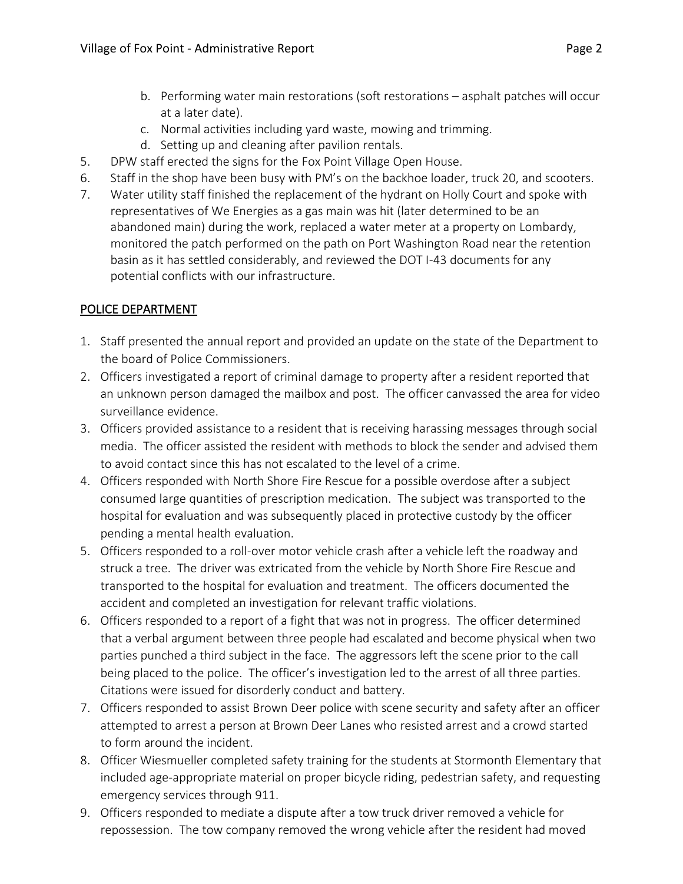b. Performing water main restorations (soft restorations – asphalt patches will occur at a later date).
   c. Normal activities including yard waste, mowing and trimming.
   d. Setting up and cleaning after pavilion rentals.
5. DPW staff erected the signs for the Fox Point Village Open House.
6. Staff in the shop have been busy with PM's on the backhoe loader, truck 20, and scooters.
7. Water utility staff finished the replacement of the hydrant on Holly Court and spoke with representatives of We Energies as a gas main was hit (later determined to be an abandoned main) during the work, replaced a water meter at a property on Lombardy, monitored the patch performed on the path on Port Washington Road near the retention basin as it has settled considerably, and reviewed the DOT I-43 documents for any potential conflicts with our infrastructure.

## POLICE DEPARTMENT

1. Staff presented the annual report and provided an update on the state of the Department to the board of Police Commissioners.
2. Officers investigated a report of criminal damage to property after a resident reported that an unknown person damaged the mailbox and post. The officer canvassed the area for video surveillance evidence.
3. Officers provided assistance to a resident that is receiving harassing messages through social media. The officer assisted the resident with methods to block the sender and advised them to avoid contact since this has not escalated to the level of a crime.
4. Officers responded with North Shore Fire Rescue for a possible overdose after a subject consumed large quantities of prescription medication. The subject was transported to the hospital for evaluation and was subsequently placed in protective custody by the officer pending a mental health evaluation.
5. Officers responded to a roll-over motor vehicle crash after a vehicle left the roadway and struck a tree. The driver was extricated from the vehicle by North Shore Fire Rescue and transported to the hospital for evaluation and treatment. The officers documented the accident and completed an investigation for relevant traffic violations.
6. Officers responded to a report of a fight that was not in progress. The officer determined that a verbal argument between three people had escalated and become physical when two parties punched a third subject in the face. The aggressors left the scene prior to the call being placed to the police. The officer's investigation led to the arrest of all three parties. Citations were issued for disorderly conduct and battery.
7. Officers responded to assist Brown Deer police with scene security and safety after an officer attempted to arrest a person at Brown Deer Lanes who resisted arrest and a crowd started to form around the incident.
8. Officer Wiesmueller completed safety training for the students at Stormonth Elementary that included age-appropriate material on proper bicycle riding, pedestrian safety, and requesting emergency services through 911.
9. Officers responded to mediate a dispute after a tow truck driver removed a vehicle for repossession. The tow company removed the wrong vehicle after the resident had moved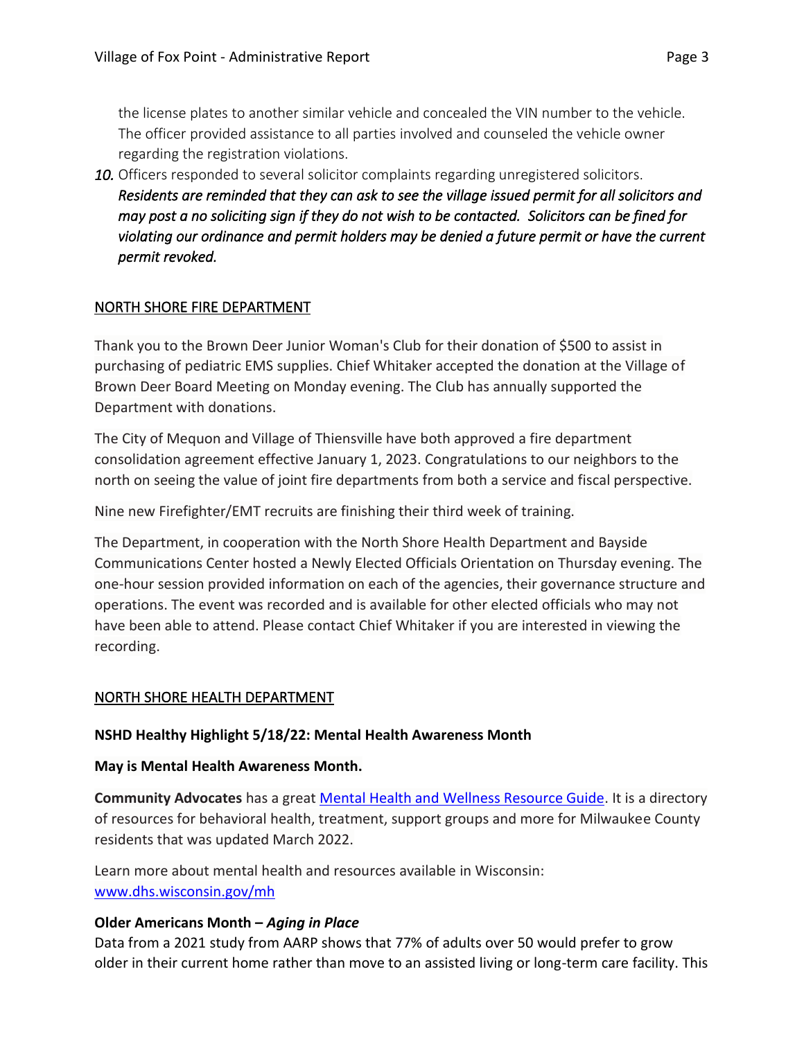the license plates to another similar vehicle and concealed the VIN number to the vehicle. The officer provided assistance to all parties involved and counseled the vehicle owner regarding the registration violations.

10. Officers responded to several solicitor complaints regarding unregistered solicitors. *Residents are reminded that they can ask to see the village issued permit for all solicitors and may post a no soliciting sign if they do not wish to be contacted. Solicitors can be fined for violating our ordinance and permit holders may be denied a future permit or have the current permit revoked.*

## NORTH SHORE FIRE DEPARTMENT

Thank you to the Brown Deer Junior Woman's Club for their donation of $500 to assist in purchasing of pediatric EMS supplies. Chief Whitaker accepted the donation at the Village of Brown Deer Board Meeting on Monday evening. The Club has annually supported the Department with donations.

The City of Mequon and Village of Thiensville have both approved a fire department consolidation agreement effective January 1, 2023. Congratulations to our neighbors to the north on seeing the value of joint fire departments from both a service and fiscal perspective.

Nine new Firefighter/EMT recruits are finishing their third week of training.

The Department, in cooperation with the North Shore Health Department and Bayside Communications Center hosted a Newly Elected Officials Orientation on Thursday evening. The one-hour session provided information on each of the agencies, their governance structure and operations. The event was recorded and is available for other elected officials who may not have been able to attend. Please contact Chief Whitaker if you are interested in viewing the recording.

## NORTH SHORE HEALTH DEPARTMENT

**NSHD Healthy Highlight 5/18/22: Mental Health Awareness Month**

**May is Mental Health Awareness Month.**

**Community Advocates** has a great Mental Health and Wellness Resource Guide. It is a directory of resources for behavioral health, treatment, support groups and more for Milwaukee County residents that was updated March 2022.

Learn more about mental health and resources available in Wisconsin: www.dhs.wisconsin.gov/mh

**Older Americans Month – *Aging in Place***

Data from a 2021 study from AARP shows that 77% of adults over 50 would prefer to grow older in their current home rather than move to an assisted living or long-term care facility. This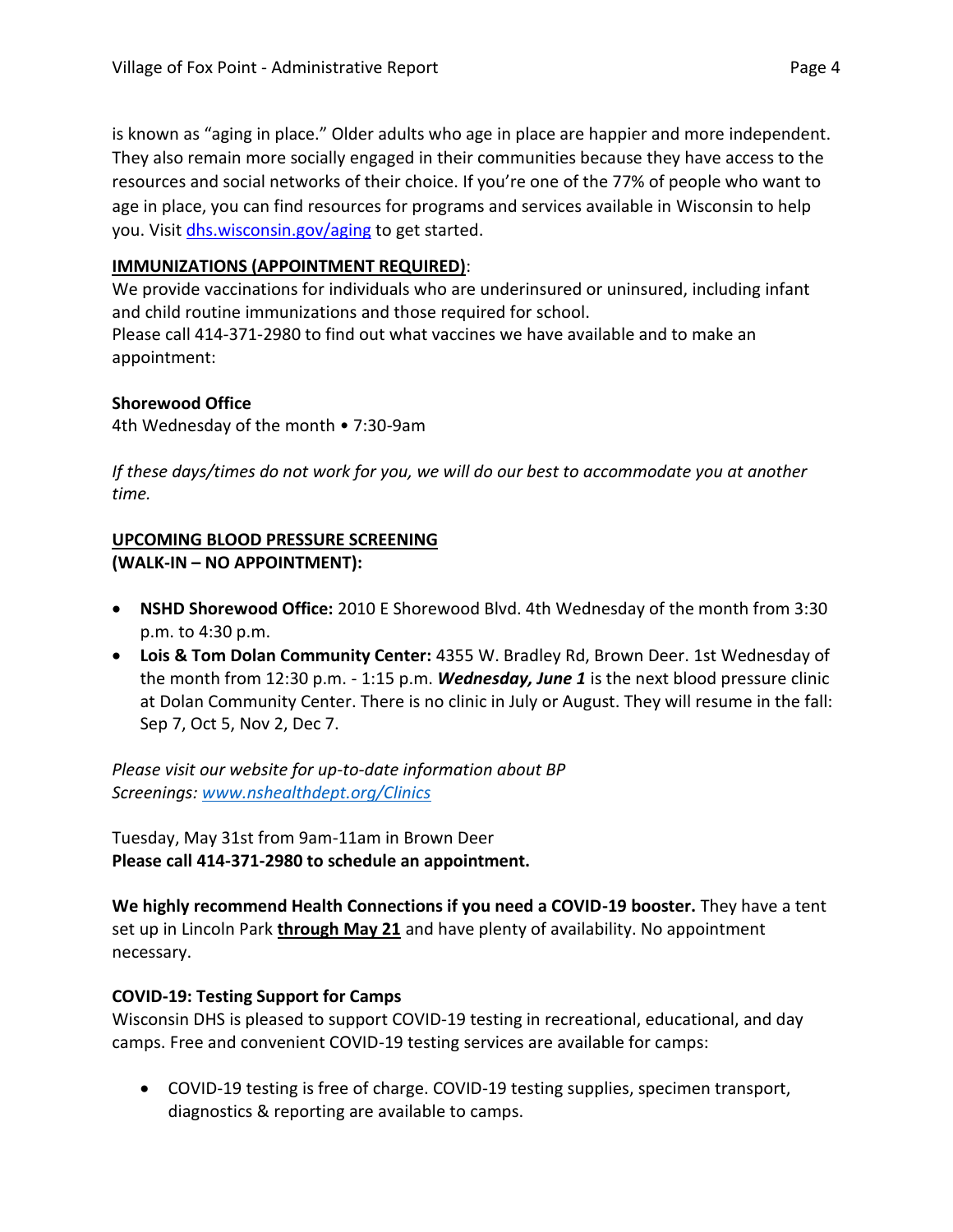is known as "aging in place." Older adults who age in place are happier and more independent. They also remain more socially engaged in their communities because they have access to the resources and social networks of their choice. If you're one of the 77% of people who want to age in place, you can find resources for programs and services available in Wisconsin to help you. Visit [dhs.wisconsin.gov/aging](dhs.wisconsin.gov/aging) to get started.

**IMMUNIZATIONS (APPOINTMENT REQUIRED)**:
We provide vaccinations for individuals who are underinsured or uninsured, including infant and child routine immunizations and those required for school.
Please call 414-371-2980 to find out what vaccines we have available and to make an appointment:

**Shorewood Office**
4th Wednesday of the month • 7:30-9am

*If these days/times do not work for you, we will do our best to accommodate you at another time.*

**UPCOMING BLOOD PRESSURE SCREENING**
**(WALK-IN – NO APPOINTMENT):**

- **NSHD Shorewood Office:** 2010 E Shorewood Blvd. 4th Wednesday of the month from 3:30 p.m. to 4:30 p.m.
- **Lois & Tom Dolan Community Center:** 4355 W. Bradley Rd, Brown Deer. 1st Wednesday of the month from 12:30 p.m. - 1:15 p.m. ***Wednesday, June 1*** is the next blood pressure clinic at Dolan Community Center. There is no clinic in July or August. They will resume in the fall: Sep 7, Oct 5, Nov 2, Dec 7.

*Please visit our website for up-to-date information about BP Screenings: [www.nshealthdept.org/Clinics](www.nshealthdept.org/Clinics)*

Tuesday, May 31st from 9am-11am in Brown Deer
**Please call 414-371-2980 to schedule an appointment.**

**We highly recommend Health Connections if you need a COVID-19 booster.** They have a tent set up in Lincoln Park **through May 21** and have plenty of availability. No appointment necessary.

**COVID-19: Testing Support for Camps**
Wisconsin DHS is pleased to support COVID-19 testing in recreational, educational, and day camps. Free and convenient COVID-19 testing services are available for camps:

- COVID-19 testing is free of charge. COVID-19 testing supplies, specimen transport, diagnostics & reporting are available to camps.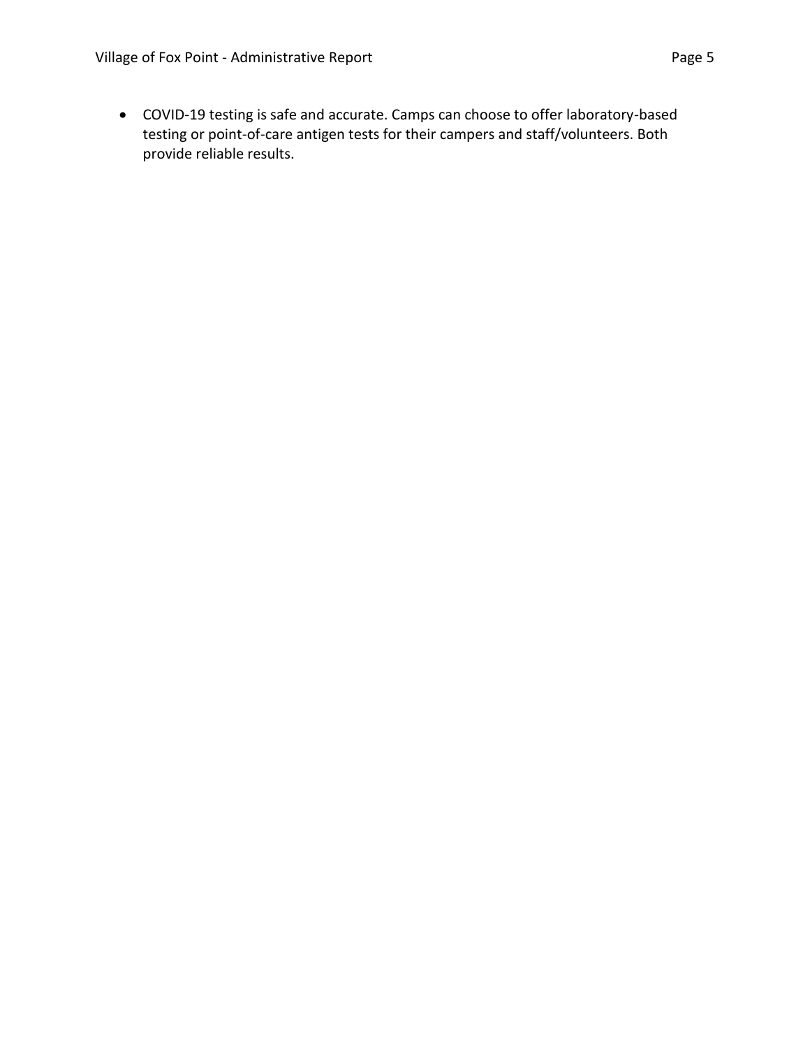- COVID-19 testing is safe and accurate. Camps can choose to offer laboratory-based testing or point-of-care antigen tests for their campers and staff/volunteers. Both provide reliable results.